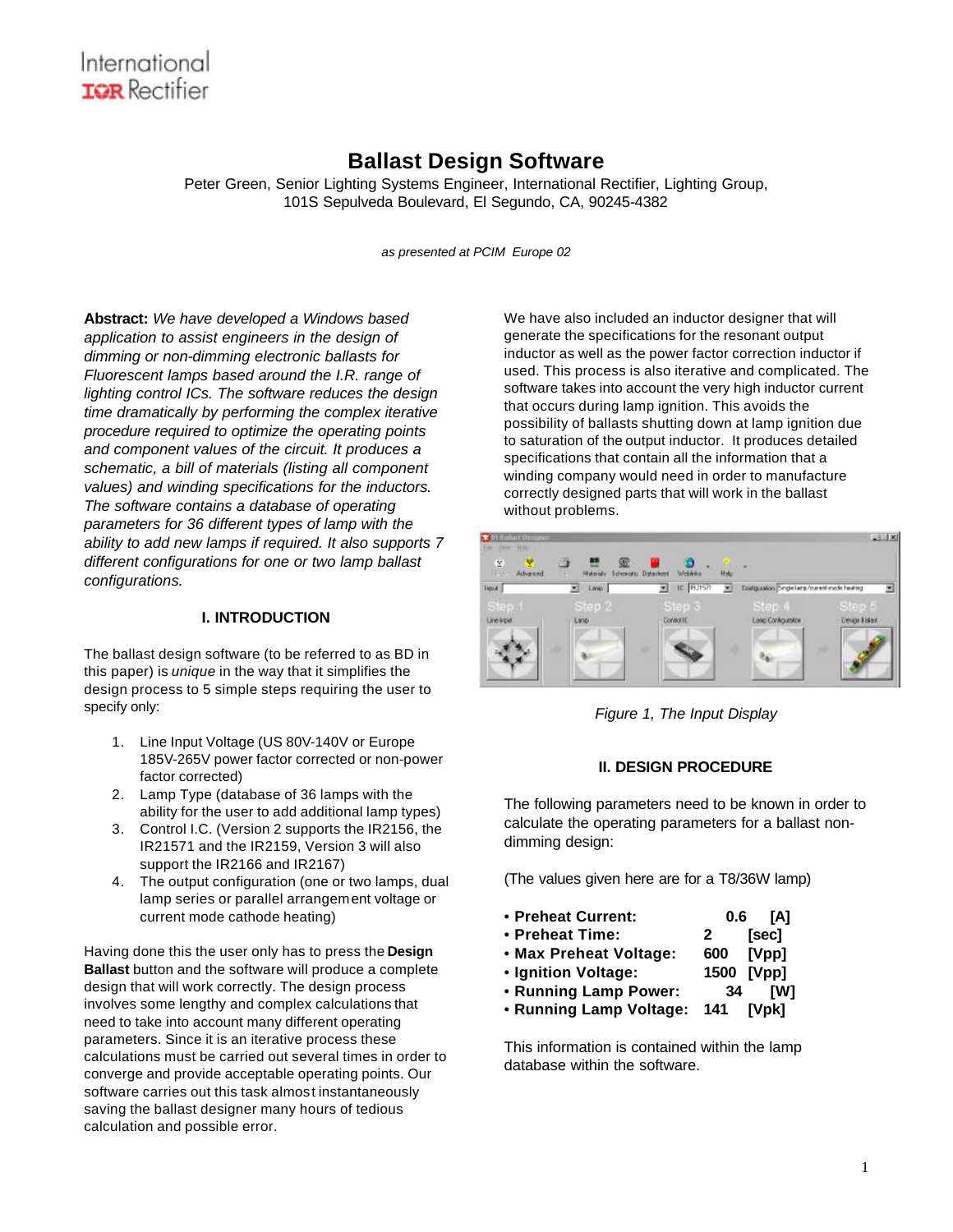# Ballast Design Software

Peter Green, Senior Lighting Systems Engineer, International Rectifier, Lighting Group,
101S Sepulveda Boulevard, El Segundo, CA, 90245-4382

*as presented at PCIM Europe 02*

**Abstract:** *We have developed a Windows based application to assist engineers in the design of dimming or non-dimming electronic ballasts for Fluorescent lamps based around the I.R. range of lighting control ICs. The software reduces the design time dramatically by performing the complex iterative procedure required to optimize the operating points and component values of the circuit. It produces a schematic, a bill of materials (listing all component values) and winding specifications for the inductors. The software contains a database of operating parameters for 36 different types of lamp with the ability to add new lamps if required. It also supports 7 different configurations for one or two lamp ballast configurations.*

## I. INTRODUCTION

The ballast design software (to be referred to as BD in this paper) is *unique* in the way that it simplifies the design process to 5 simple steps requiring the user to specify only:

1. Line Input Voltage (US 80V-140V or Europe 185V-265V power factor corrected or non-power factor corrected)
2. Lamp Type (database of 36 lamps with the ability for the user to add additional lamp types)
3. Control I.C. (Version 2 supports the IR2156, the IR21571 and the IR2159, Version 3 will also support the IR2166 and IR2167)
4. The output configuration (one or two lamps, dual lamp series or parallel arrangement voltage or current mode cathode heating)

Having done this the user only has to press the **Design Ballast** button and the software will produce a complete design that will work correctly. The design process involves some lengthy and complex calculations that need to take into account many different operating parameters. Since it is an iterative process these calculations must be carried out several times in order to converge and provide acceptable operating points. Our software carries out this task almost instantaneously saving the ballast designer many hours of tedious calculation and possible error.

We have also included an inductor designer that will generate the specifications for the resonant output inductor as well as the power factor correction inductor if used. This process is also iterative and complicated. The software takes into account the very high inductor current that occurs during lamp ignition. This avoids the possibility of ballasts shutting down at lamp ignition due to saturation of the output inductor. It produces detailed specifications that contain all the information that a winding company would need in order to manufacture correctly designed parts that will work in the ballast without problems.

*Figure 1, The Input Display*

## II. DESIGN PROCEDURE

The following parameters need to be known in order to calculate the operating parameters for a ballast non-dimming design:

(The values given here are for a T8/36W lamp)

- **Preheat Current: 0.6 [A]**
- **Preheat Time: 2 [sec]**
- **Max Preheat Voltage: 600 [Vpp]**
- **Ignition Voltage: 1500 [Vpp]**
- **Running Lamp Power: 34 [W]**
- **Running Lamp Voltage: 141 [Vpk]**

This information is contained within the lamp database within the software.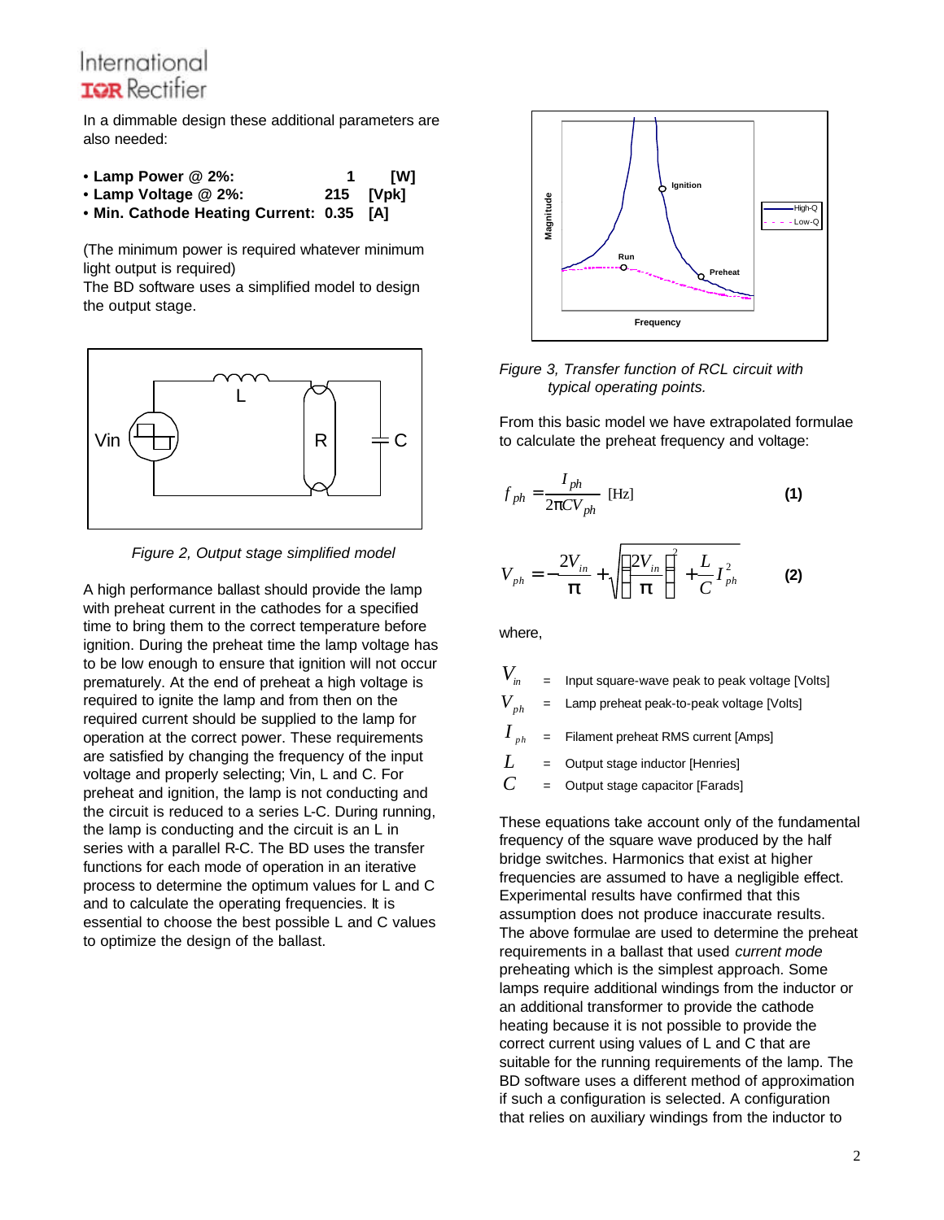In a dimmable design these additional parameters are also needed:

- **Lamp Power @ 2%: 1 [W]**
- **Lamp Voltage @ 2%: 215 [Vpk]**
- **Min. Cathode Heating Current: 0.35 [A]**

(The minimum power is required whatever minimum light output is required)
The BD software uses a simplified model to design the output stage.

*Figure 2, Output stage simplified model*

A high performance ballast should provide the lamp with preheat current in the cathodes for a specified time to bring them to the correct temperature before ignition. During the preheat time the lamp voltage has to be low enough to ensure that ignition will not occur prematurely. At the end of preheat a high voltage is required to ignite the lamp and from then on the required current should be supplied to the lamp for operation at the correct power. These requirements are satisfied by changing the frequency of the input voltage and properly selecting; Vin, L and C. For preheat and ignition, the lamp is not conducting and the circuit is reduced to a series L-C. During running, the lamp is conducting and the circuit is an L in series with a parallel R-C. The BD uses the transfer functions for each mode of operation in an iterative process to determine the optimum values for L and C and to calculate the operating frequencies. It is essential to choose the best possible L and C values to optimize the design of the ballast.

*Figure 3, Transfer function of RCL circuit with typical operating points.*

From this basic model we have extrapolated formulae to calculate the preheat frequency and voltage:

$$f_{ph} = \frac{I_{ph}}{2\pi C V_{ph}} \text{ [Hz]} \qquad \textbf{(1)}$$

$$V_{ph} = -\frac{2V_{in}}{\pi} + \sqrt{\left(\frac{2V_{in}}{\pi}\right)^2 + \frac{L}{C} I_{ph}^2} \qquad \textbf{(2)}$$

where,

$V_{in}$ = Input square-wave peak to peak voltage [Volts]
$V_{ph}$ = Lamp preheat peak-to-peak voltage [Volts]
$I_{ph}$ = Filament preheat RMS current [Amps]
$L$ = Output stage inductor [Henries]
$C$ = Output stage capacitor [Farads]

These equations take account only of the fundamental frequency of the square wave produced by the half bridge switches. Harmonics that exist at higher frequencies are assumed to have a negligible effect. Experimental results have confirmed that this assumption does not produce inaccurate results. The above formulae are used to determine the preheat requirements in a ballast that used *current mode* preheating which is the simplest approach. Some lamps require additional windings from the inductor or an additional transformer to provide the cathode heating because it is not possible to provide the correct current using values of L and C that are suitable for the running requirements of the lamp. The BD software uses a different method of approximation if such a configuration is selected. A configuration that relies on auxiliary windings from the inductor to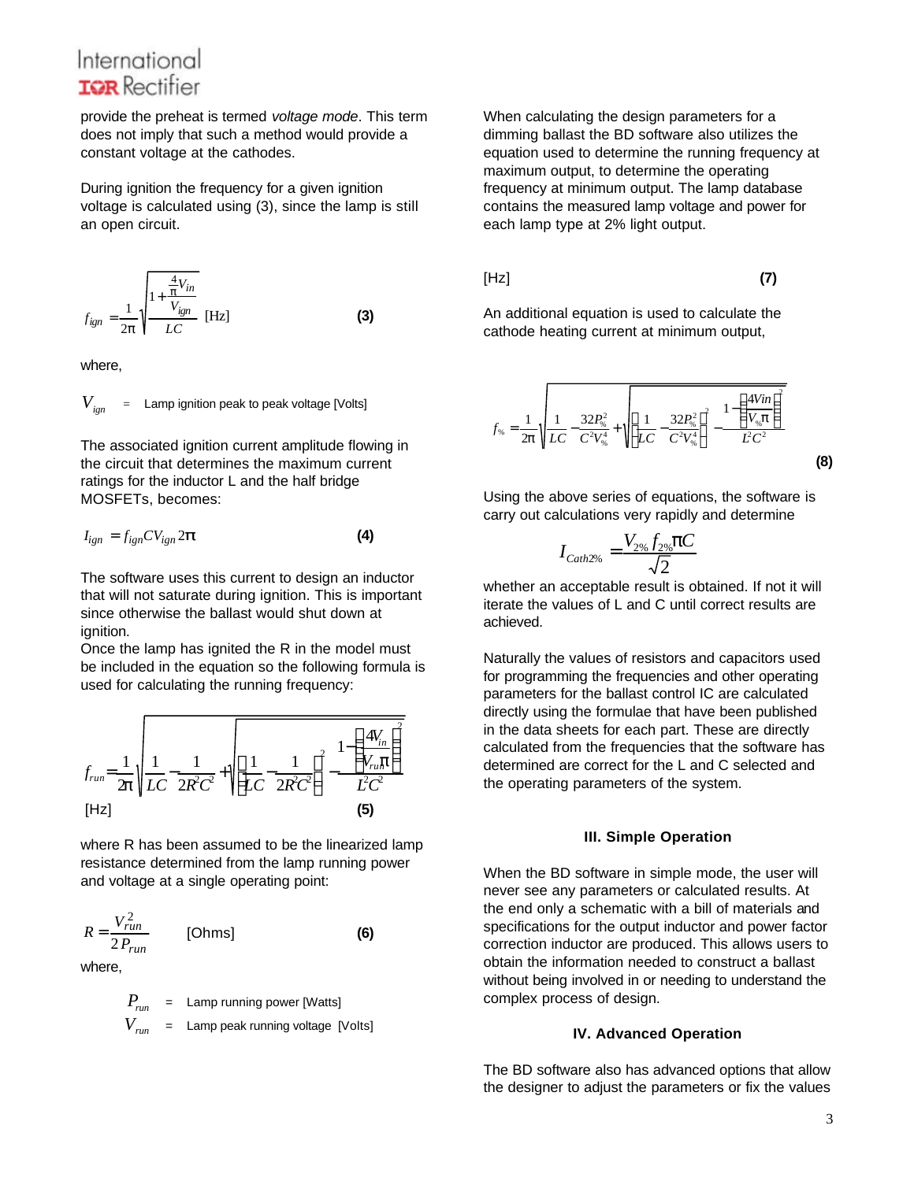provide the preheat is termed *voltage mode*. This term does not imply that such a method would provide a constant voltage at the cathodes.

During ignition the frequency for a given ignition voltage is calculated using (3), since the lamp is still an open circuit.

$$f_{ign} = \frac{1}{2\pi}\sqrt{\frac{1+\frac{\frac{4}{\pi}V_{in}}{V_{ign}}}{LC}} \text{ [Hz]} \quad \textbf{(3)}$$

where,

$V_{ign}$ = Lamp ignition peak to peak voltage [Volts]

The associated ignition current amplitude flowing in the circuit that determines the maximum current ratings for the inductor L and the half bridge MOSFETs, becomes:

$$I_{ign} = f_{ign} C V_{ign} 2\pi \quad \textbf{(4)}$$

The software uses this current to design an inductor that will not saturate during ignition. This is important since otherwise the ballast would shut down at ignition.
Once the lamp has ignited the R in the model must be included in the equation so the following formula is used for calculating the running frequency:

$$f_{run} = \frac{1}{2\pi}\sqrt{\frac{1}{LC} - \frac{1}{2R^2C^2} + \sqrt{\left(\frac{1}{LC} - \frac{1}{2R^2C^2}\right)^2 - \frac{1-\left(\frac{4V_{in}}{V_{run}\pi}\right)^2}{L^2C^2}}}$$

[Hz] **(5)**

where R has been assumed to be the linearized lamp resistance determined from the lamp running power and voltage at a single operating point:

$$R = \frac{V_{run}^2}{2P_{run}} \text{ [Ohms]} \quad \textbf{(6)}$$

where,

$P_{run}$ = Lamp running power [Watts]
$V_{run}$ = Lamp peak running voltage [Volts]

When calculating the design parameters for a dimming ballast the BD software also utilizes the equation used to determine the running frequency at maximum output, to determine the operating frequency at minimum output. The lamp database contains the measured lamp voltage and power for each lamp type at 2% light output.

[Hz] **(7)**

An additional equation is used to calculate the cathode heating current at minimum output,

$$f_{\%} = \frac{1}{2\pi}\sqrt{\frac{1}{LC} - \frac{32P_{\%}^2}{C^2V_{\%}^4} + \sqrt{\left(\frac{1}{LC} - \frac{32P_{\%}^2}{C^2V_{\%}^4}\right)^2 - \frac{1-\left(\frac{4Vin}{V_{\%}\pi}\right)^2}{L^2C^2}}}$$

**(8)**

Using the above series of equations, the software is carry out calculations very rapidly and determine

$$I_{Cath2\%} = \frac{V_{2\%} f_{2\%} \pi C}{\sqrt{2}}$$

whether an acceptable result is obtained. If not it will iterate the values of L and C until correct results are achieved.

Naturally the values of resistors and capacitors used for programming the frequencies and other operating parameters for the ballast control IC are calculated directly using the formulae that have been published in the data sheets for each part. These are directly calculated from the frequencies that the software has determined are correct for the L and C selected and the operating parameters of the system.

### III. Simple Operation

When the BD software in simple mode, the user will never see any parameters or calculated results. At the end only a schematic with a bill of materials and specifications for the output inductor and power factor correction inductor are produced. This allows users to obtain the information needed to construct a ballast without being involved in or needing to understand the complex process of design.

### IV. Advanced Operation

The BD software also has advanced options that allow the designer to adjust the parameters or fix the values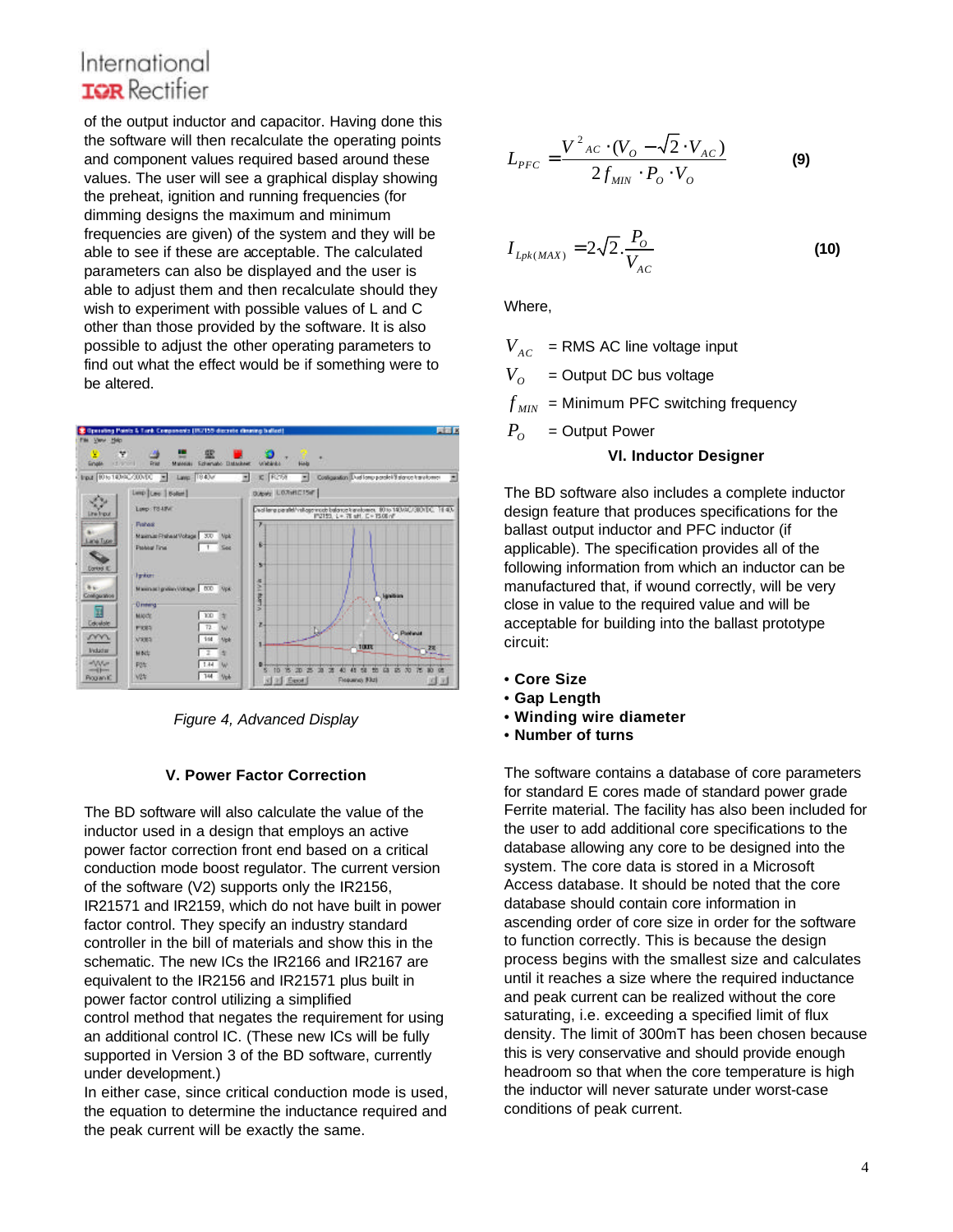of the output inductor and capacitor. Having done this the software will then recalculate the operating points and component values required based around these values. The user will see a graphical display showing the preheat, ignition and running frequencies (for dimming designs the maximum and minimum frequencies are given) of the system and they will be able to see if these are acceptable. The calculated parameters can also be displayed and the user is able to adjust them and then recalculate should they wish to experiment with possible values of L and C other than those provided by the software. It is also possible to adjust the other operating parameters to find out what the effect would be if something were to be altered.

*Figure 4, Advanced Display*

### V. Power Factor Correction

The BD software will also calculate the value of the inductor used in a design that employs an active power factor correction front end based on a critical conduction mode boost regulator. The current version of the software (V2) supports only the IR2156, IR21571 and IR2159, which do not have built in power factor control. They specify an industry standard controller in the bill of materials and show this in the schematic. The new ICs the IR2166 and IR2167 are equivalent to the IR2156 and IR21571 plus built in power factor control utilizing a simplified control method that negates the requirement for using an additional control IC. (These new ICs will be fully supported in Version 3 of the BD software, currently under development.)
In either case, since critical conduction mode is used, the equation to determine the inductance required and the peak current will be exactly the same.

$$L_{PFC} = \frac{V^2_{AC} \cdot (V_O - \sqrt{2} \cdot V_{AC})}{2 f_{MIN} \cdot P_O \cdot V_O} \qquad \textbf{(9)}$$

$$I_{Lpk(MAX)} = 2\sqrt{2} . \frac{P_O}{V_{AC}} \qquad \textbf{(10)}$$

Where,

$V_{AC}$ = RMS AC line voltage input
$V_O$ = Output DC bus voltage
$f_{MIN}$ = Minimum PFC switching frequency
$P_O$ = Output Power

### VI. Inductor Designer

The BD software also includes a complete inductor design feature that produces specifications for the ballast output inductor and PFC inductor (if applicable). The specification provides all of the following information from which an inductor can be manufactured that, if wound correctly, will be very close in value to the required value and will be acceptable for building into the ballast prototype circuit:

- **Core Size**
- **Gap Length**
- **Winding wire diameter**
- **Number of turns**

The software contains a database of core parameters for standard E cores made of standard power grade Ferrite material. The facility has also been included for the user to add additional core specifications to the database allowing any core to be designed into the system. The core data is stored in a Microsoft Access database. It should be noted that the core database should contain core information in ascending order of core size in order for the software to function correctly. This is because the design process begins with the smallest size and calculates until it reaches a size where the required inductance and peak current can be realized without the core saturating, i.e. exceeding a specified limit of flux density. The limit of 300mT has been chosen because this is very conservative and should provide enough headroom so that when the core temperature is high the inductor will never saturate under worst-case conditions of peak current.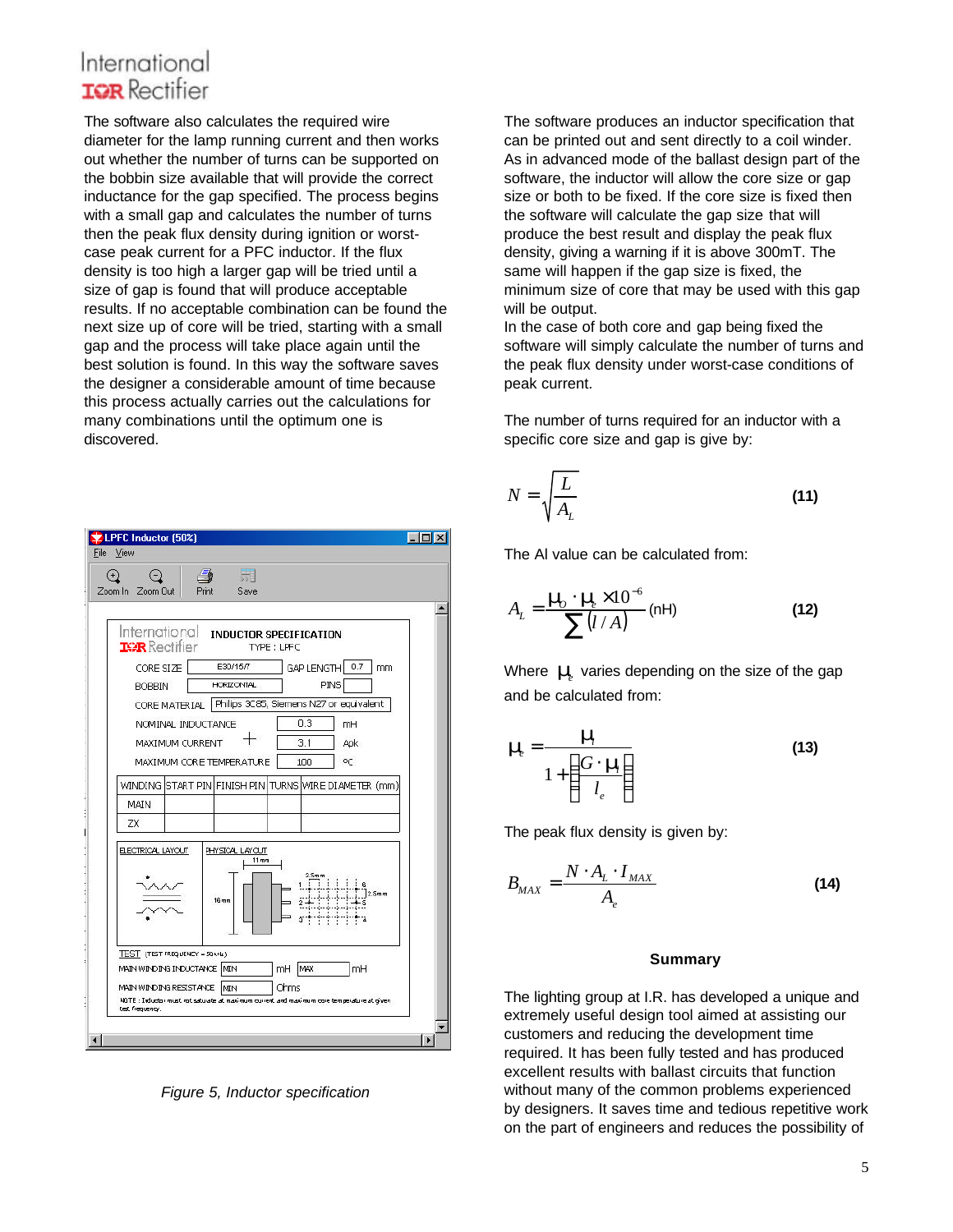The software also calculates the required wire diameter for the lamp running current and then works out whether the number of turns can be supported on the bobbin size available that will provide the correct inductance for the gap specified. The process begins with a small gap and calculates the number of turns then the peak flux density during ignition or worst-case peak current for a PFC inductor. If the flux density is too high a larger gap will be tried until a size of gap is found that will produce acceptable results. If no acceptable combination can be found the next size up of core will be tried, starting with a small gap and the process will take place again until the best solution is found. In this way the software saves the designer a considerable amount of time because this process actually carries out the calculations for many combinations until the optimum one is discovered.

*Figure 5, Inductor specification*

The software produces an inductor specification that can be printed out and sent directly to a coil winder. As in advanced mode of the ballast design part of the software, the inductor will allow the core size or gap size or both to be fixed. If the core size is fixed then the software will calculate the gap size that will produce the best result and display the peak flux density, giving a warning if it is above 300mT. The same will happen if the gap size is fixed, the minimum size of core that may be used with this gap will be output.

In the case of both core and gap being fixed the software will simply calculate the number of turns and the peak flux density under worst-case conditions of peak current.

The number of turns required for an inductor with a specific core size and gap is give by:

$$N = \sqrt{\frac{L}{A_L}} \qquad (11)$$

The Al value can be calculated from:

$$A_L = \frac{\mu_O \cdot \mu_e \times 10^{-6}}{\sum (l / A)} \text{(nH)} \qquad (12)$$

Where $\mu_e$ varies depending on the size of the gap and be calculated from:

$$\mu_e = \frac{\mu_i}{1 + \left(\dfrac{G \cdot \mu_i}{l_e}\right)} \qquad (13)$$

The peak flux density is given by:

$$B_{MAX} = \frac{N \cdot A_L \cdot I_{MAX}}{A_e} \qquad (14)$$

**Summary**

The lighting group at I.R. has developed a unique and extremely useful design tool aimed at assisting our customers and reducing the development time required. It has been fully tested and has produced excellent results with ballast circuits that function without many of the common problems experienced by designers. It saves time and tedious repetitive work on the part of engineers and reduces the possibility of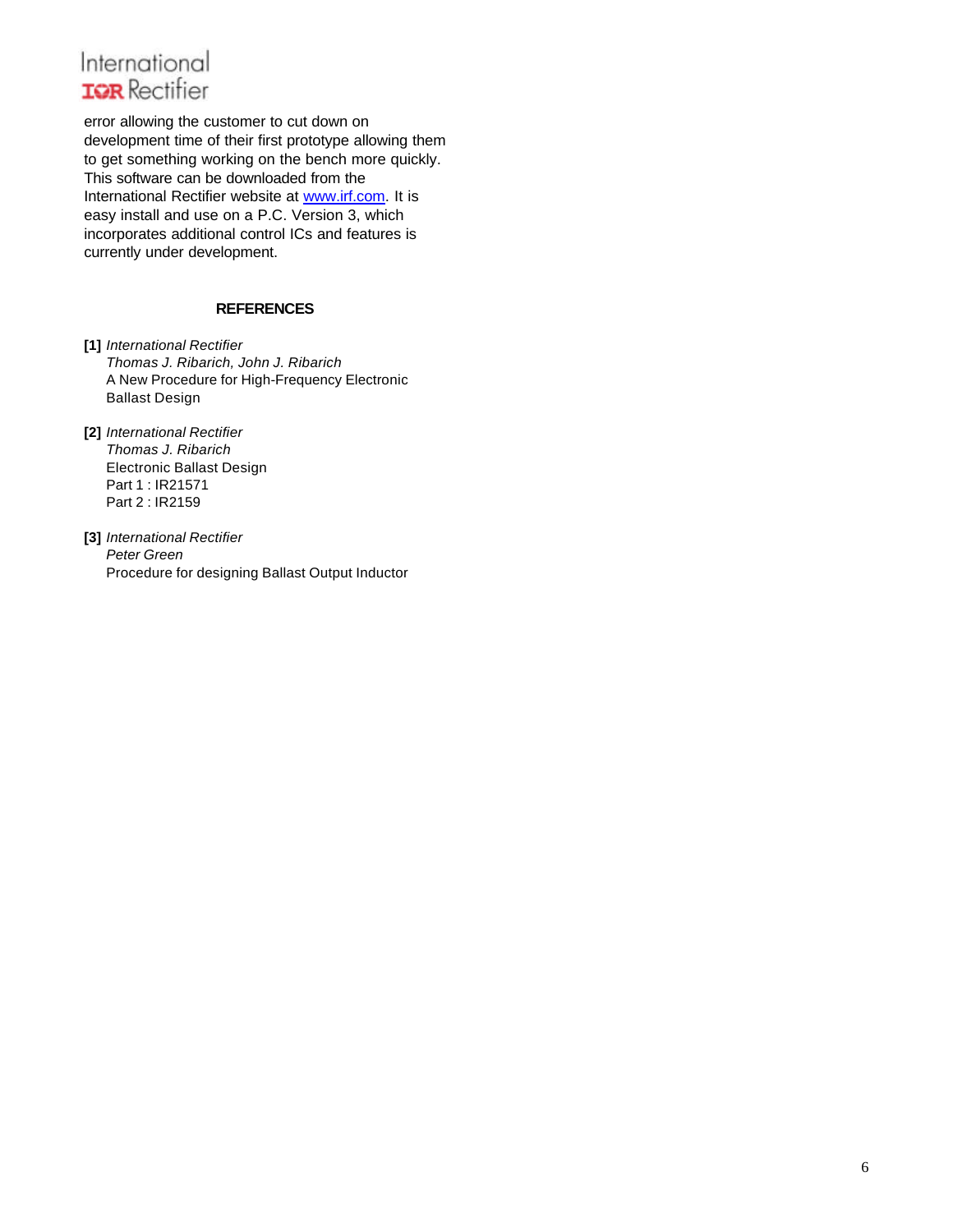error allowing the customer to cut down on development time of their first prototype allowing them to get something working on the bench more quickly. This software can be downloaded from the International Rectifier website at www.irf.com. It is easy install and use on a P.C. Version 3, which incorporates additional control ICs and features is currently under development.

## REFERENCES

**[1]** *International Rectifier*
*Thomas J. Ribarich, John J. Ribarich*
A New Procedure for High-Frequency Electronic Ballast Design

**[2]** *International Rectifier*
*Thomas J. Ribarich*
Electronic Ballast Design
Part 1 : IR21571
Part 2 : IR2159

**[3]** *International Rectifier*
*Peter Green*
Procedure for designing Ballast Output Inductor